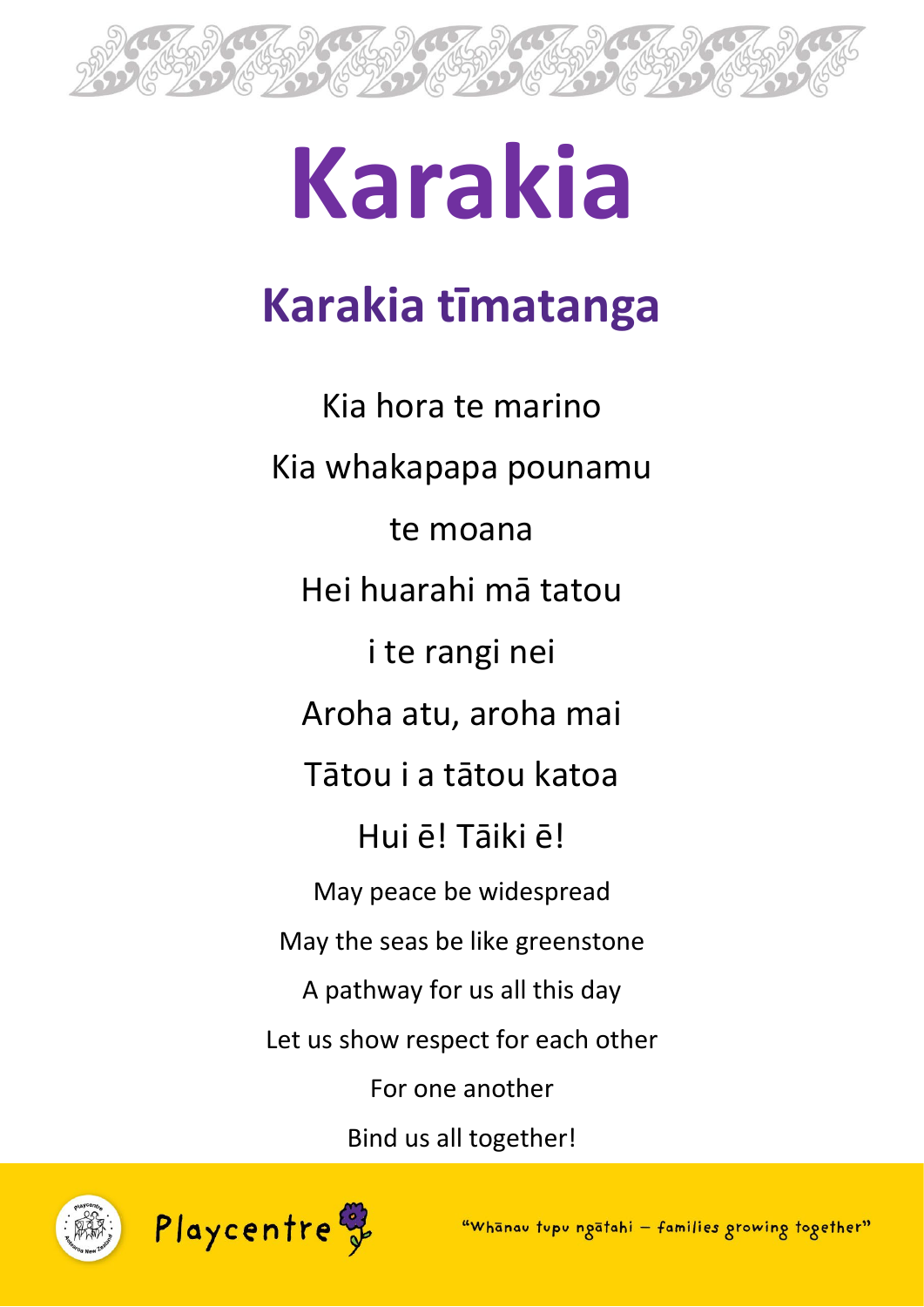# Karakia

## Karakia tīmatanga

Kia hora te marino

Kia whakapapa pounamu

te moana

Hei huarahi mā tatou

i te rangi nei

Aroha atu, aroha mai

Tātou i a tātou katoa

Hui ē! Tāiki ē!

May peace be widespread

May the seas be like greenstone

A pathway for us all this day

Let us show respect for each other

For one another

Bind us all together!

Playcentre

"Whānau tupu ngātahi – families growing together"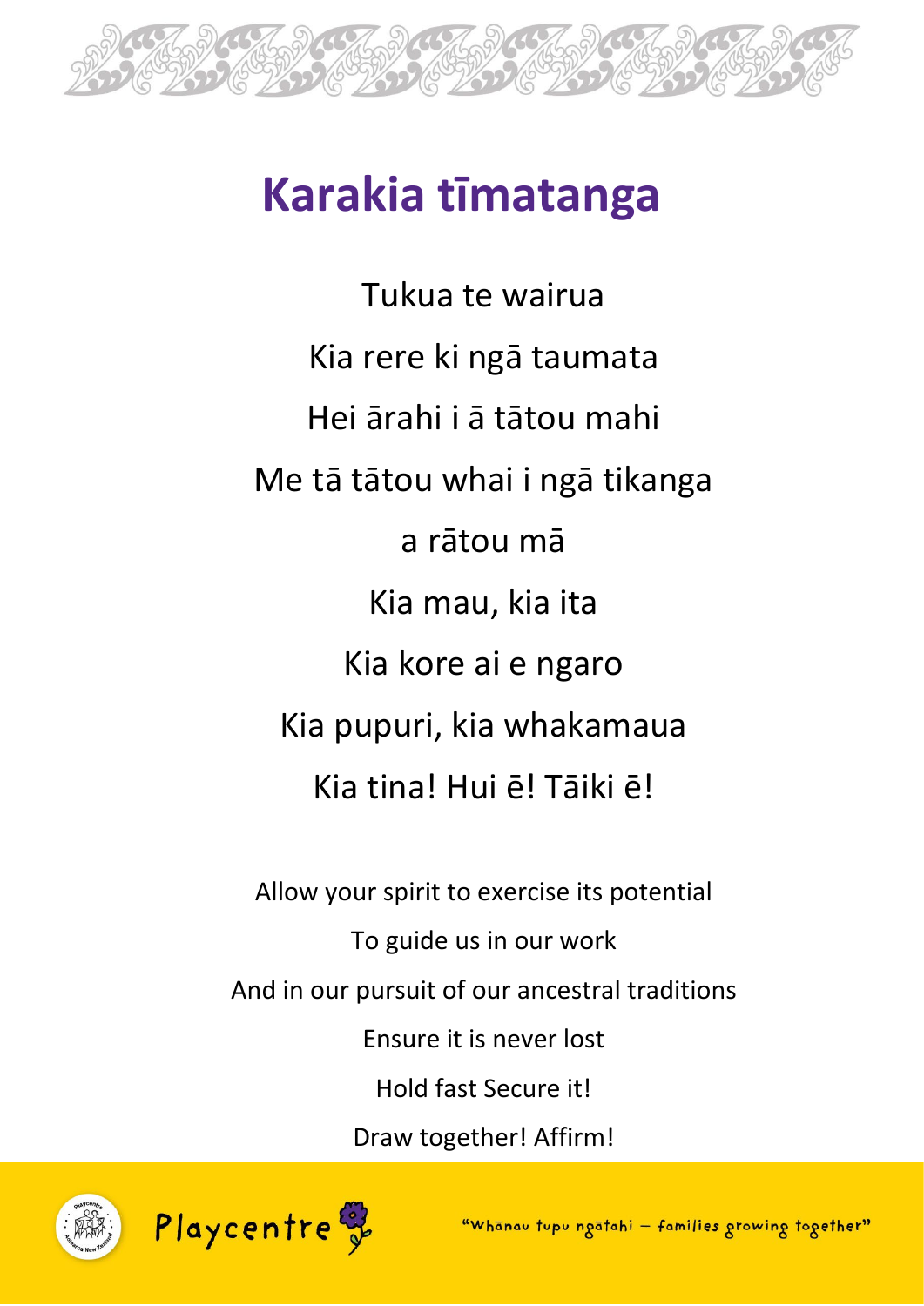# Karakia tīmatanga

Tukua te wairua

Kia rere ki ngā taumata

Hei ārahi i ā tātou mahi

Me tā tātou whai i ngā tikanga

a rātou mā

Kia mau, kia ita

Kia kore ai e ngaro

Kia pupuri, kia whakamaua

Kia tina! Hui ē! Tāiki ē!

Allow your spirit to exercise its potential

To guide us in our work

And in our pursuit of our ancestral traditions

Ensure it is never lost

Hold fast Secure it!

Draw together! Affirm!

Playcentre

"Whānau tupu ngātahi – families growing together"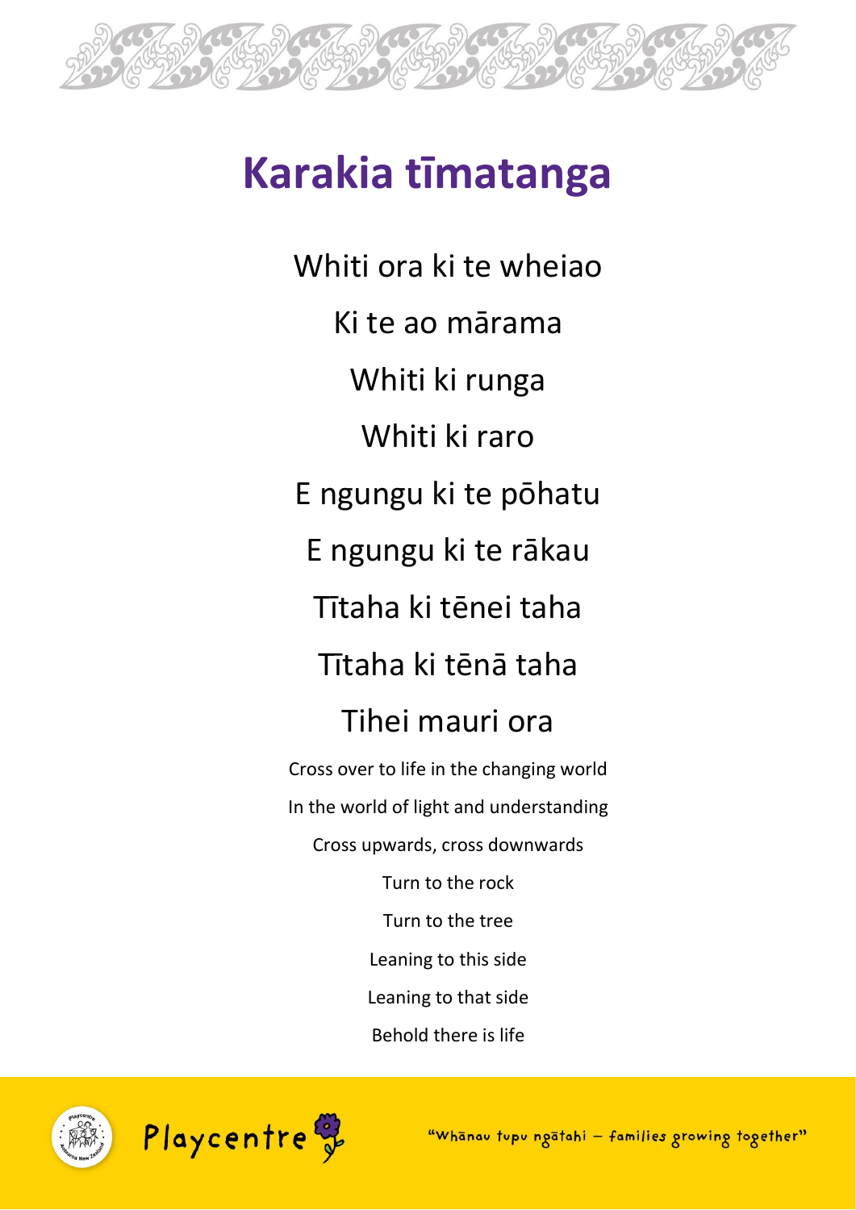# Karakia tīmatanga

Whiti ora ki te wheiao

Ki te ao mārama

Whiti ki runga

Whiti ki raro

E ngungu ki te pōhatu

E ngungu ki te rākau

Tītaha ki tēnei taha

Tītaha ki tēnā taha

Tihei mauri ora

Cross over to life in the changing world

In the world of light and understanding

Cross upwards, cross downwards

Turn to the rock

Turn to the tree

Leaning to this side

Leaning to that side

Behold there is life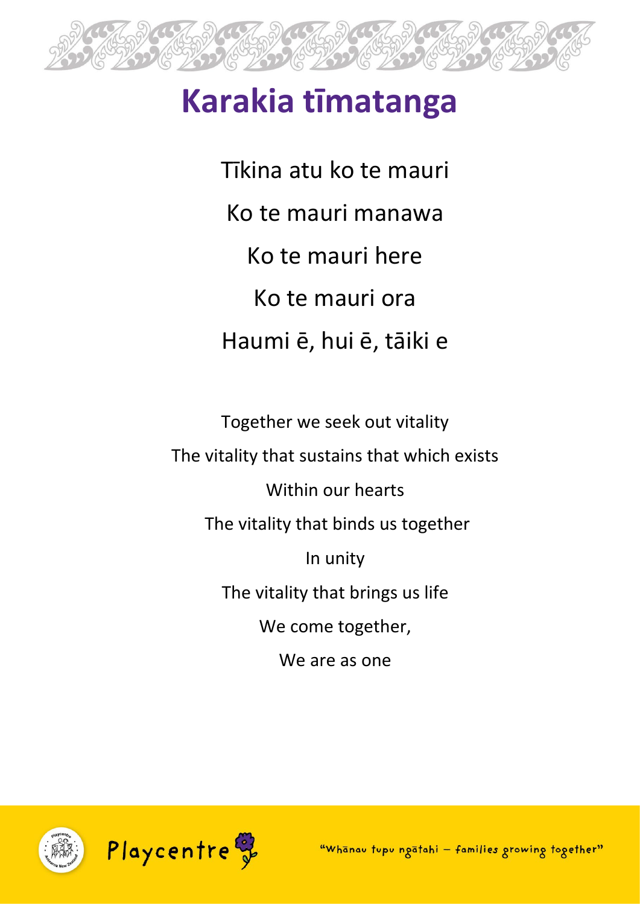# Karakia tīmatanga

Tīkina atu ko te mauri

Ko te mauri manawa

Ko te mauri here

Ko te mauri ora

Haumi ē, hui ē, tāiki e

Together we seek out vitality

The vitality that sustains that which exists

Within our hearts

The vitality that binds us together

In unity

The vitality that brings us life

We come together,

We are as one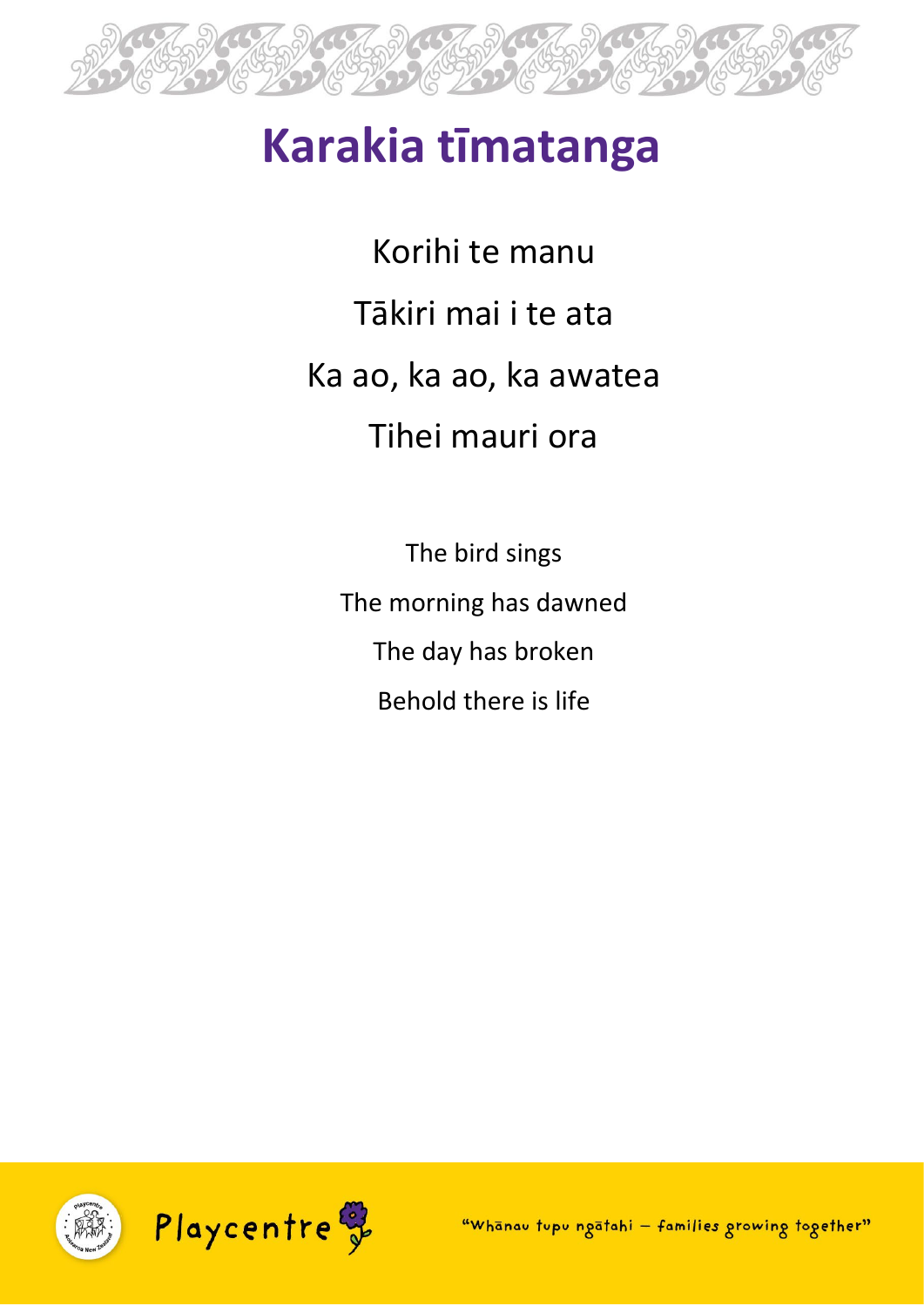# Karakia tīmatanga

Korihi te manu

Tākiri mai i te ata

Ka ao, ka ao, ka awatea

Tihei mauri ora

The bird sings

The morning has dawned

The day has broken

Behold there is life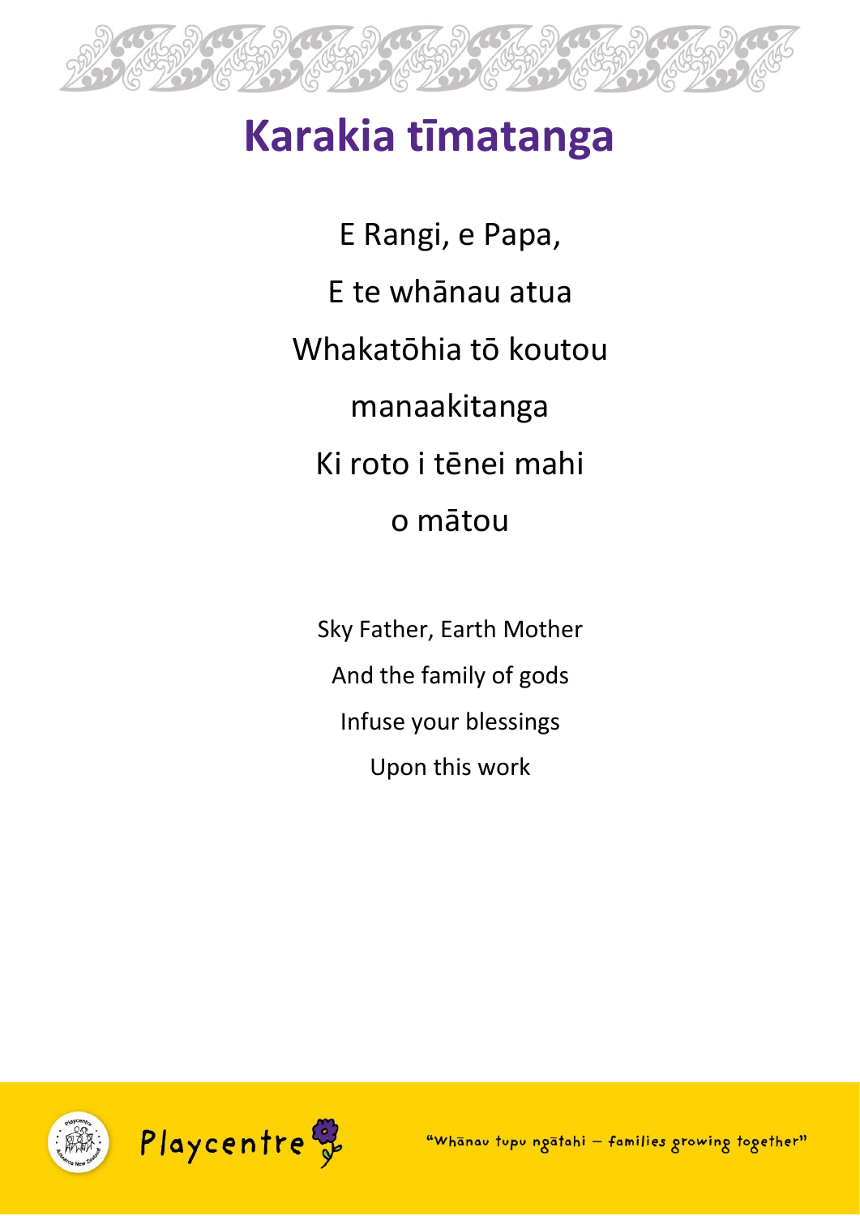# Karakia tīmatanga

E Rangi, e Papa,

E te whānau atua

Whakatōhia tō koutou

manaakitanga

Ki roto i tēnei mahi

o mātou

Sky Father, Earth Mother

And the family of gods

Infuse your blessings

Upon this work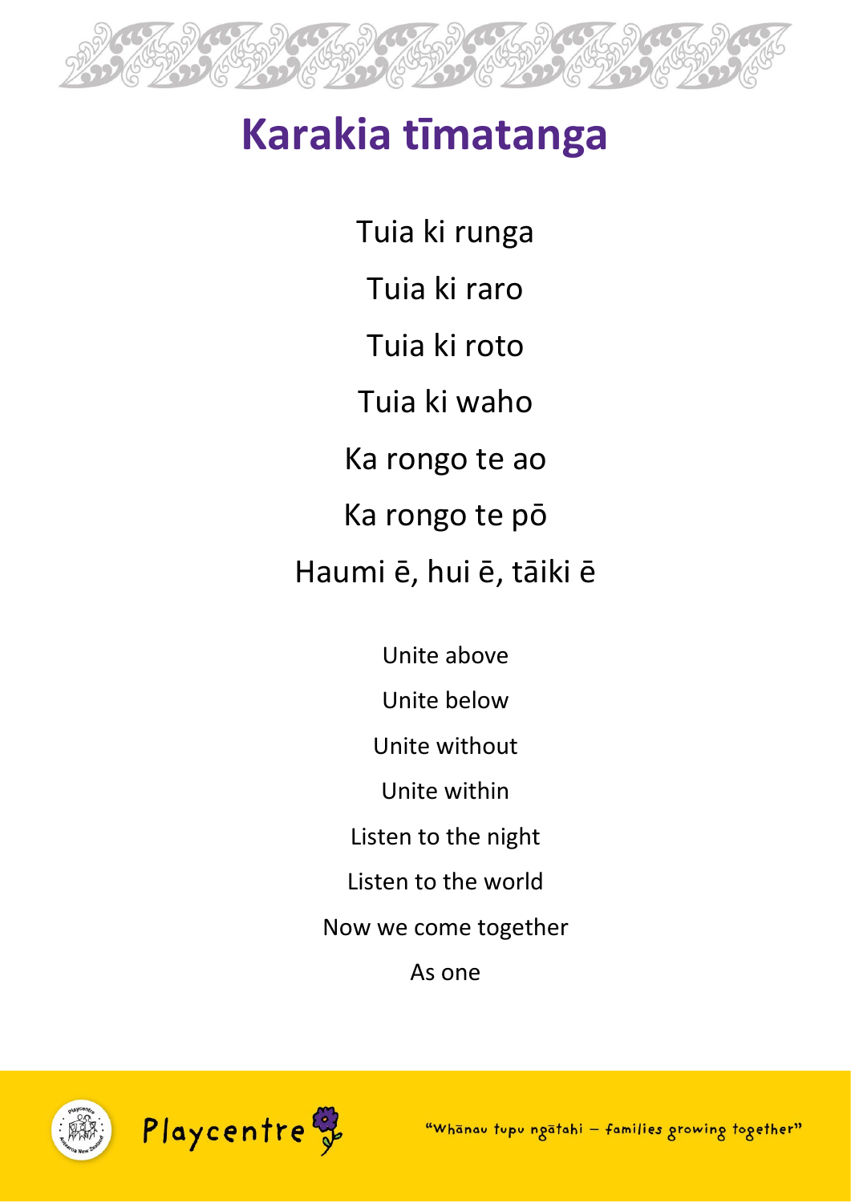# Karakia tīmatanga

Tuia ki runga

Tuia ki raro

Tuia ki roto

Tuia ki waho

Ka rongo te ao

Ka rongo te pō

Haumi ē, hui ē, tāiki ē

Unite above

Unite below

Unite without

Unite within

Listen to the night

Listen to the world

Now we come together

As one

Playcentre

"Whānau tupu ngātahi – families growing together"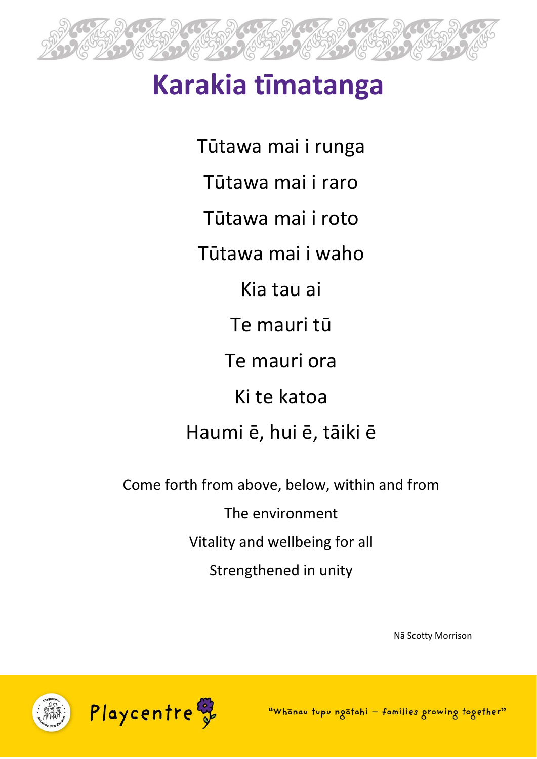# Karakia tīmatanga

Tūtawa mai i runga

Tūtawa mai i raro

Tūtawa mai i roto

Tūtawa mai i waho

Kia tau ai

Te mauri tū

Te mauri ora

Ki te katoa

Haumi ē, hui ē, tāiki ē

Come forth from above, below, within and from

The environment

Vitality and wellbeing for all

Strengthened in unity

Nā Scotty Morrison

Playcentre

"Whānau tupu ngātahi – families growing together"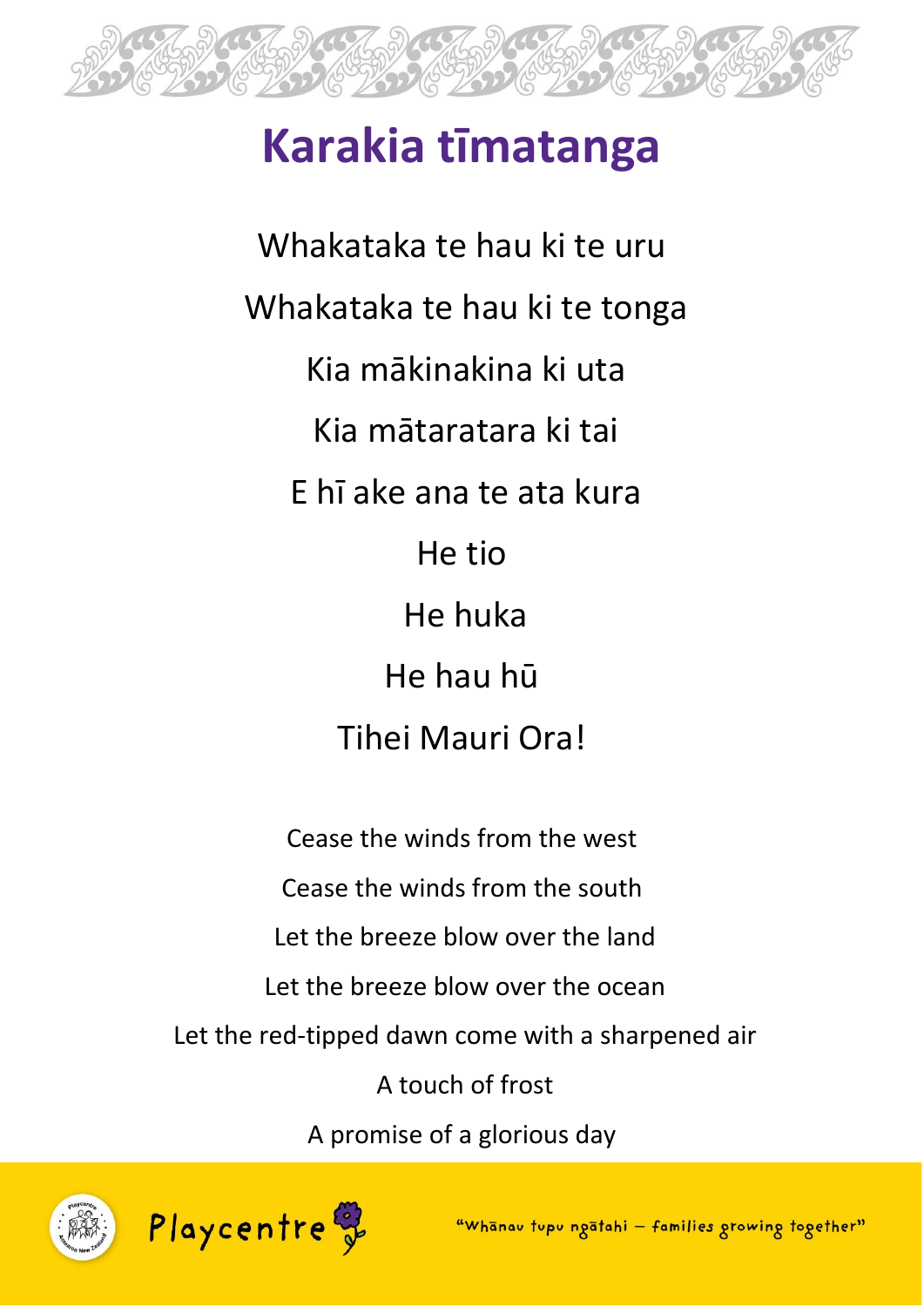# Karakia tīmatanga

Whakataka te hau ki te uru

Whakataka te hau ki te tonga

Kia mākinakina ki uta

Kia mātaratara ki tai

E hī ake ana te ata kura

He tio

He huka

He hau hū

Tihei Mauri Ora!

Cease the winds from the west

Cease the winds from the south

Let the breeze blow over the land

Let the breeze blow over the ocean

Let the red-tipped dawn come with a sharpened air

A touch of frost

A promise of a glorious day

Playcentre

"Whānau tupu ngātahi – families growing together"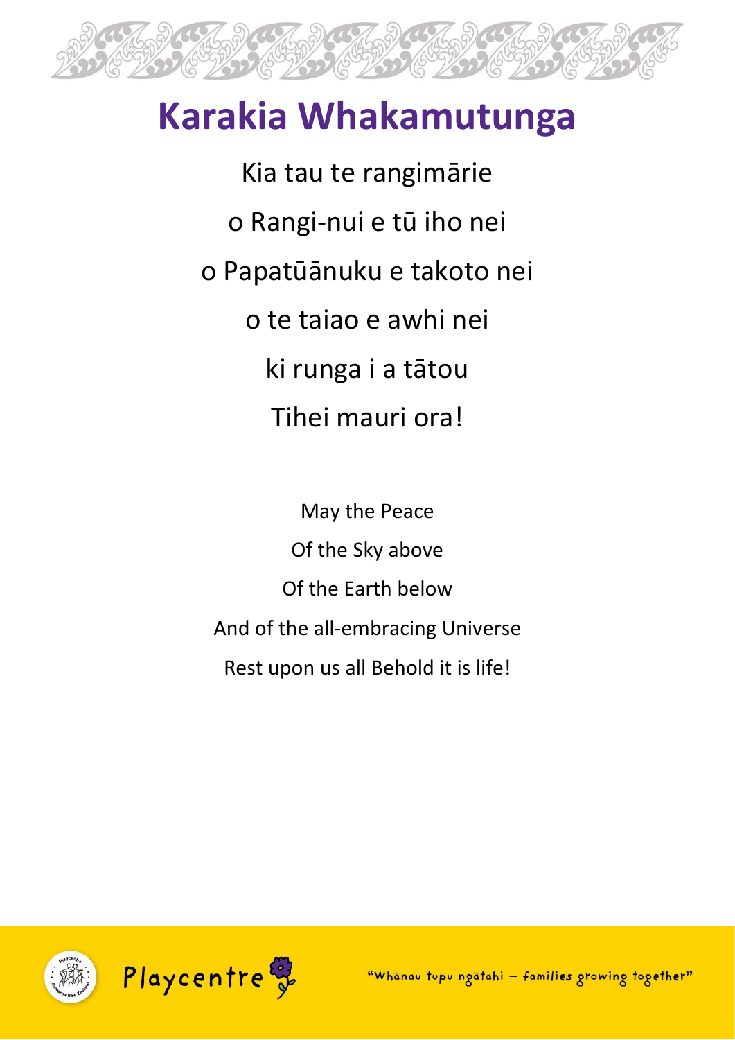# Karakia Whakamutunga

Kia tau te rangimārie

o Rangi-nui e tū iho nei

o Papatūānuku e takoto nei

o te taiao e awhi nei

ki runga i a tātou

Tihei mauri ora!

May the Peace

Of the Sky above

Of the Earth below

And of the all-embracing Universe

Rest upon us all Behold it is life!

Playcentre

"Whānau tupu ngātahi – families growing together"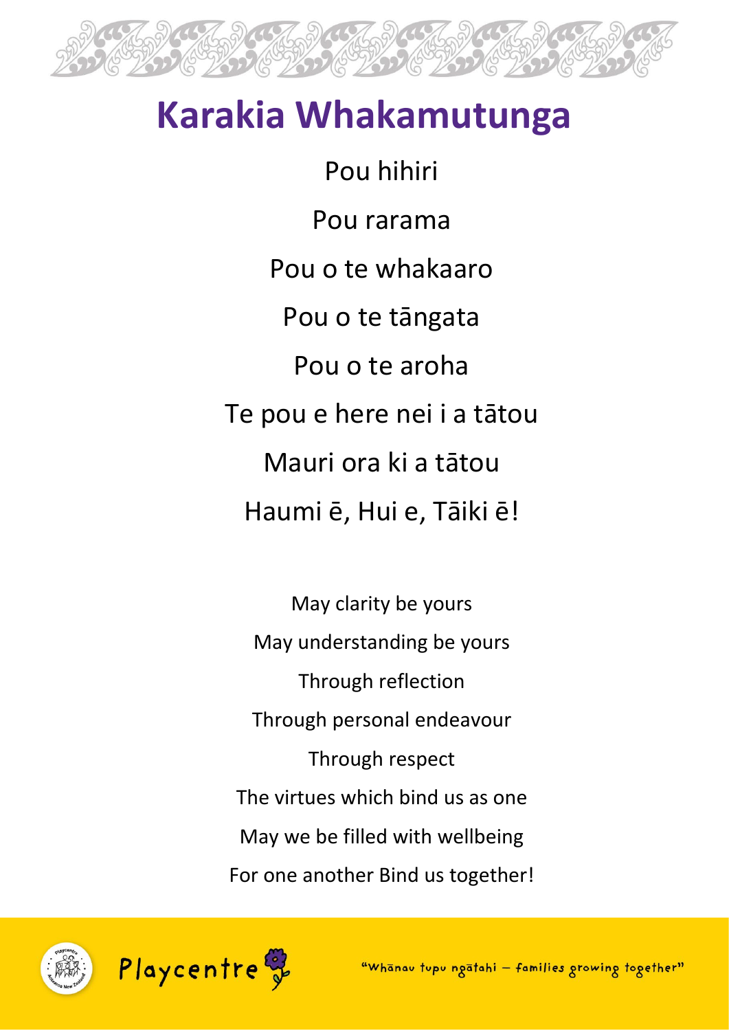# Karakia Whakamutunga

Pou hihiri

Pou rarama

Pou o te whakaaro

Pou o te tāngata

Pou o te aroha

Te pou e here nei i a tātou

Mauri ora ki a tātou

Haumi ē, Hui e, Tāiki ē!

May clarity be yours

May understanding be yours

Through reflection

Through personal endeavour

Through respect

The virtues which bind us as one

May we be filled with wellbeing

For one another Bind us together!

Playcentre

"Whānau tupu ngātahi – families growing together"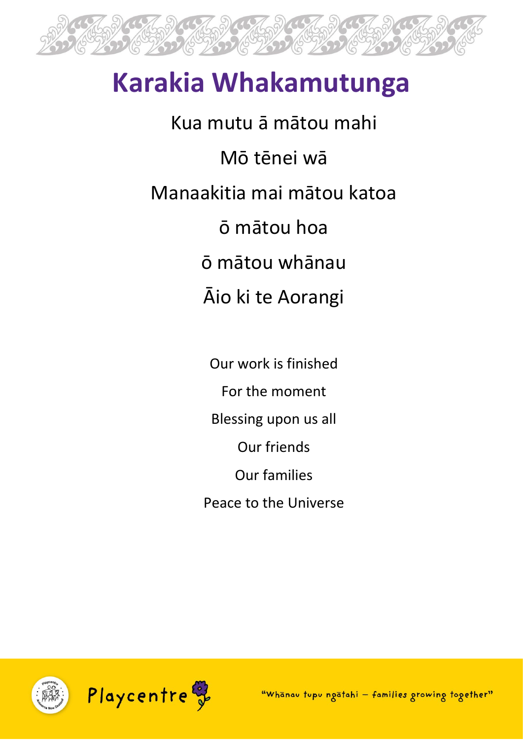# Karakia Whakamutunga

Kua mutu ā mātou mahi

Mō tēnei wā

Manaakitia mai mātou katoa

ō mātou hoa

ō mātou whānau

Āio ki te Aorangi

Our work is finished

For the moment

Blessing upon us all

Our friends

Our families

Peace to the Universe

Playcentre

"Whānau tupu ngātahi – families growing together"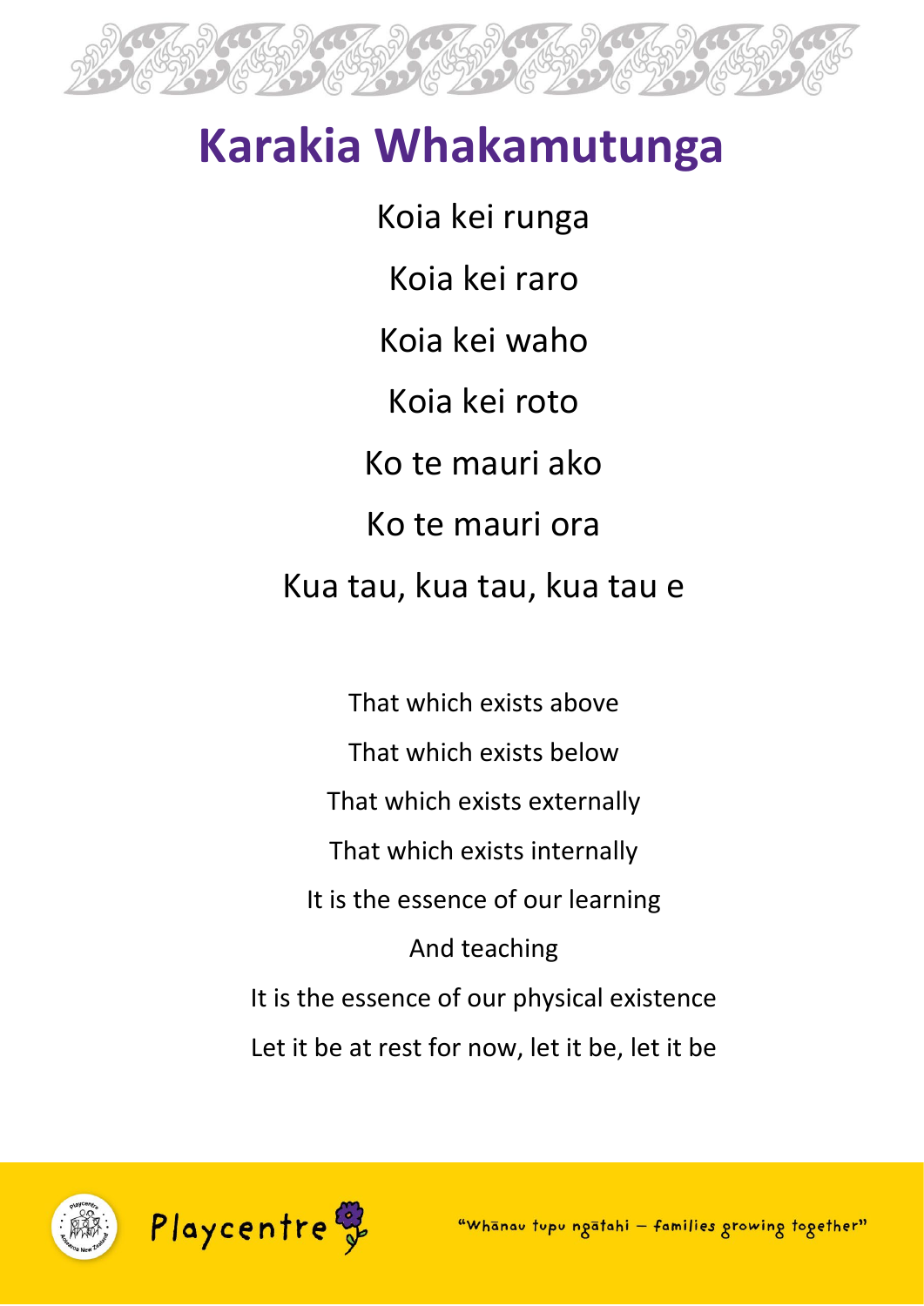# Karakia Whakamutunga

Koia kei runga

Koia kei raro

Koia kei waho

Koia kei roto

Ko te mauri ako

Ko te mauri ora

Kua tau, kua tau, kua tau e

That which exists above

That which exists below

That which exists externally

That which exists internally

It is the essence of our learning

And teaching

It is the essence of our physical existence

Let it be at rest for now, let it be, let it be

Playcentre

"Whānau tupu ngātahi – families growing together"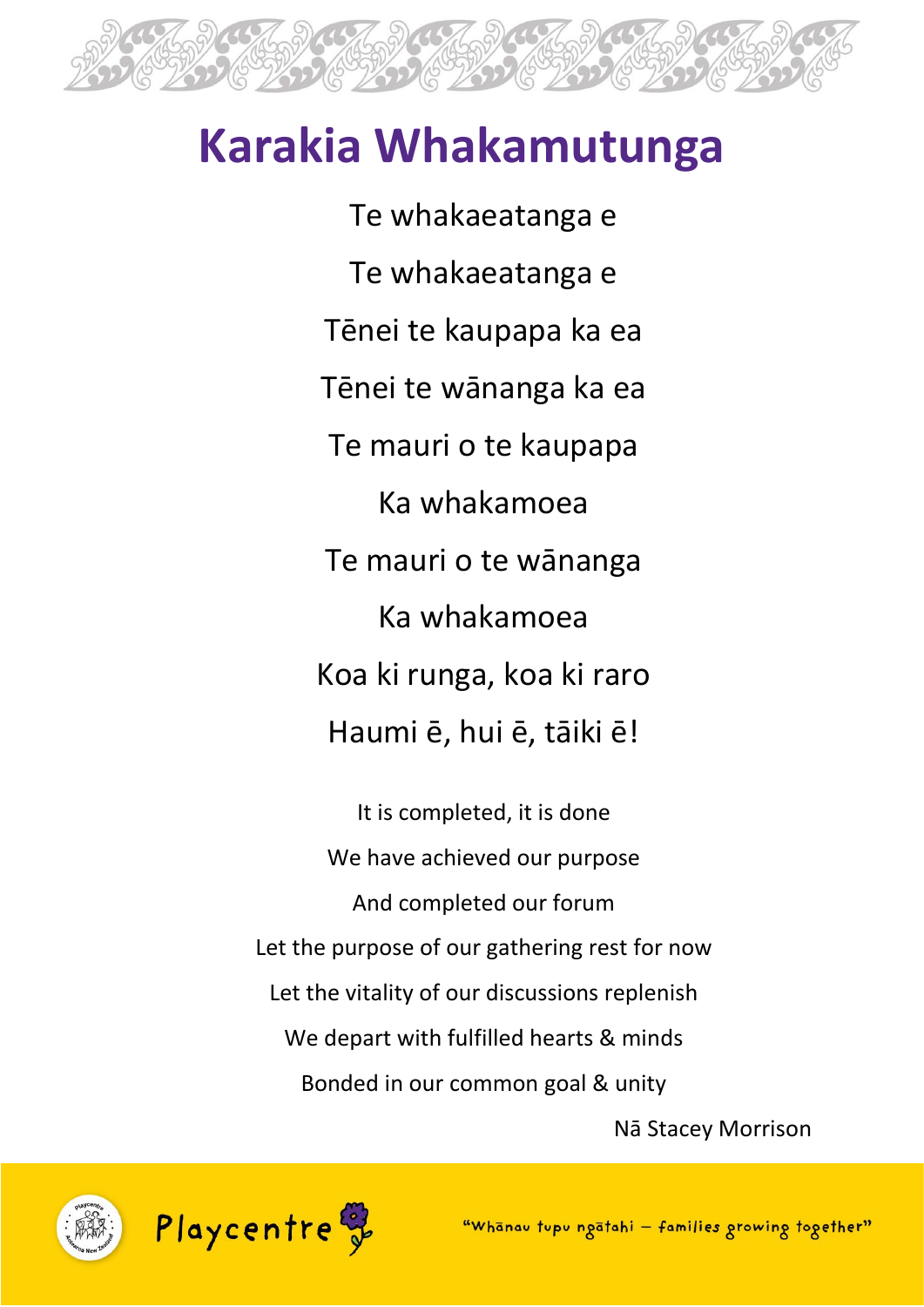# Karakia Whakamutunga

Te whakaeatanga e

Te whakaeatanga e

Tēnei te kaupapa ka ea

Tēnei te wānanga ka ea

Te mauri o te kaupapa

Ka whakamoea

Te mauri o te wānanga

Ka whakamoea

Koa ki runga, koa ki raro

Haumi ē, hui ē, tāiki ē!

It is completed, it is done

We have achieved our purpose

And completed our forum

Let the purpose of our gathering rest for now

Let the vitality of our discussions replenish

We depart with fulfilled hearts & minds

Bonded in our common goal & unity

Nā Stacey Morrison

Playcentre

"Whānau tupu ngātahi – families growing together"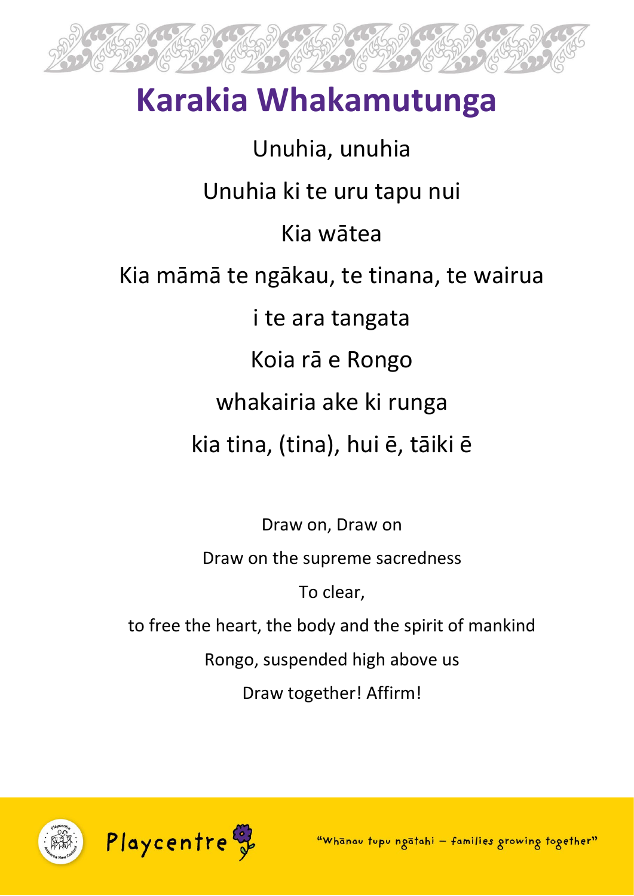# Karakia Whakamutunga

Unuhia, unuhia

Unuhia ki te uru tapu nui

Kia wātea

Kia māmā te ngākau, te tinana, te wairua

i te ara tangata

Koia rā e Rongo

whakairia ake ki runga

kia tina, (tina), hui ē, tāiki ē

Draw on, Draw on

Draw on the supreme sacredness

To clear,

to free the heart, the body and the spirit of mankind

Rongo, suspended high above us

Draw together! Affirm!

Playcentre

"Whānau tupu ngātahi – families growing together"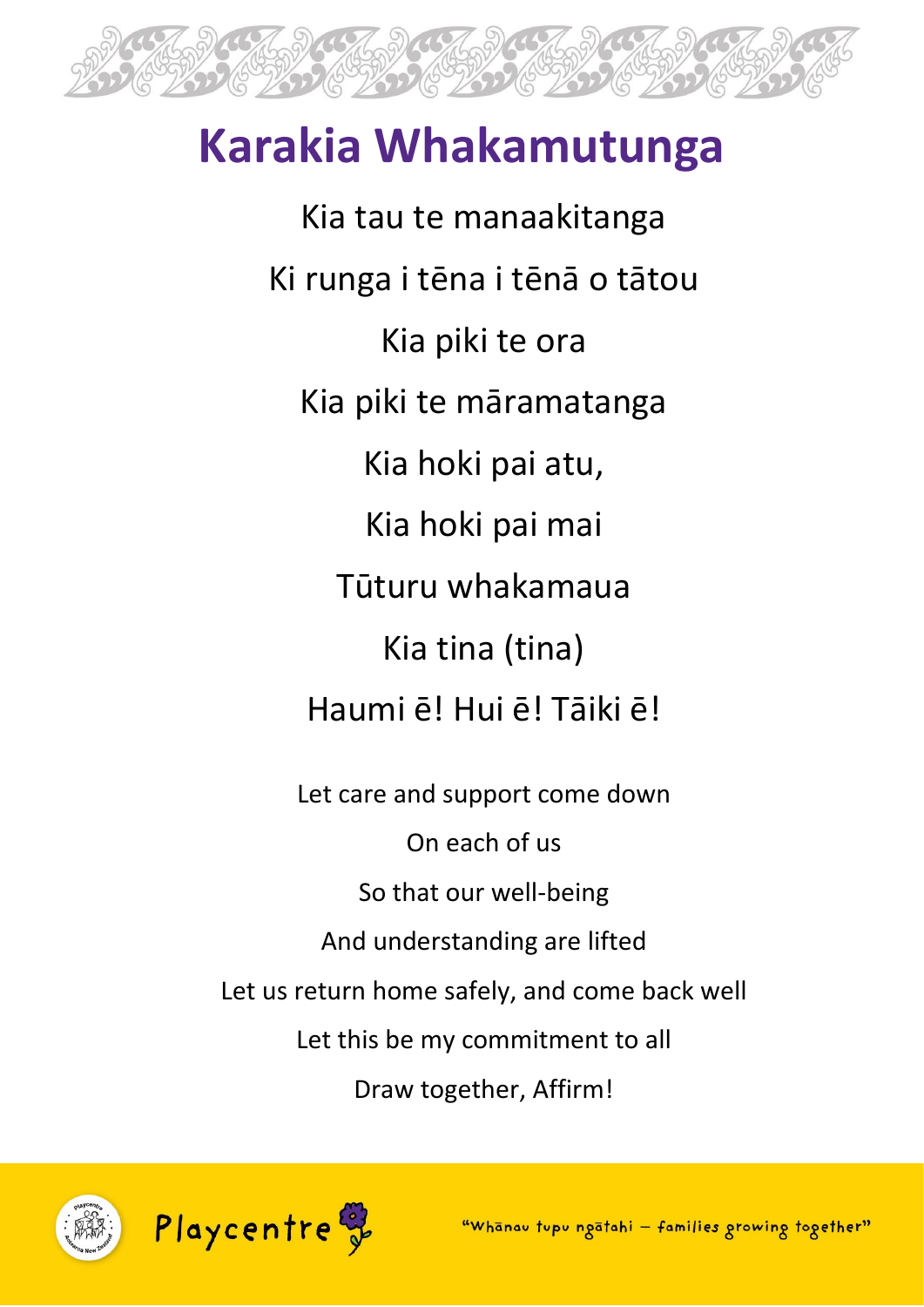# Karakia Whakamutunga

Kia tau te manaakitanga

Ki runga i tēna i tēnā o tātou

Kia piki te ora

Kia piki te māramatanga

Kia hoki pai atu,

Kia hoki pai mai

Tūturu whakamaua

Kia tina (tina)

Haumi ē! Hui ē! Tāiki ē!

Let care and support come down

On each of us

So that our well-being

And understanding are lifted

Let us return home safely, and come back well

Let this be my commitment to all

Draw together, Affirm!

Playcentre

"Whānau tupu ngātahi – families growing together"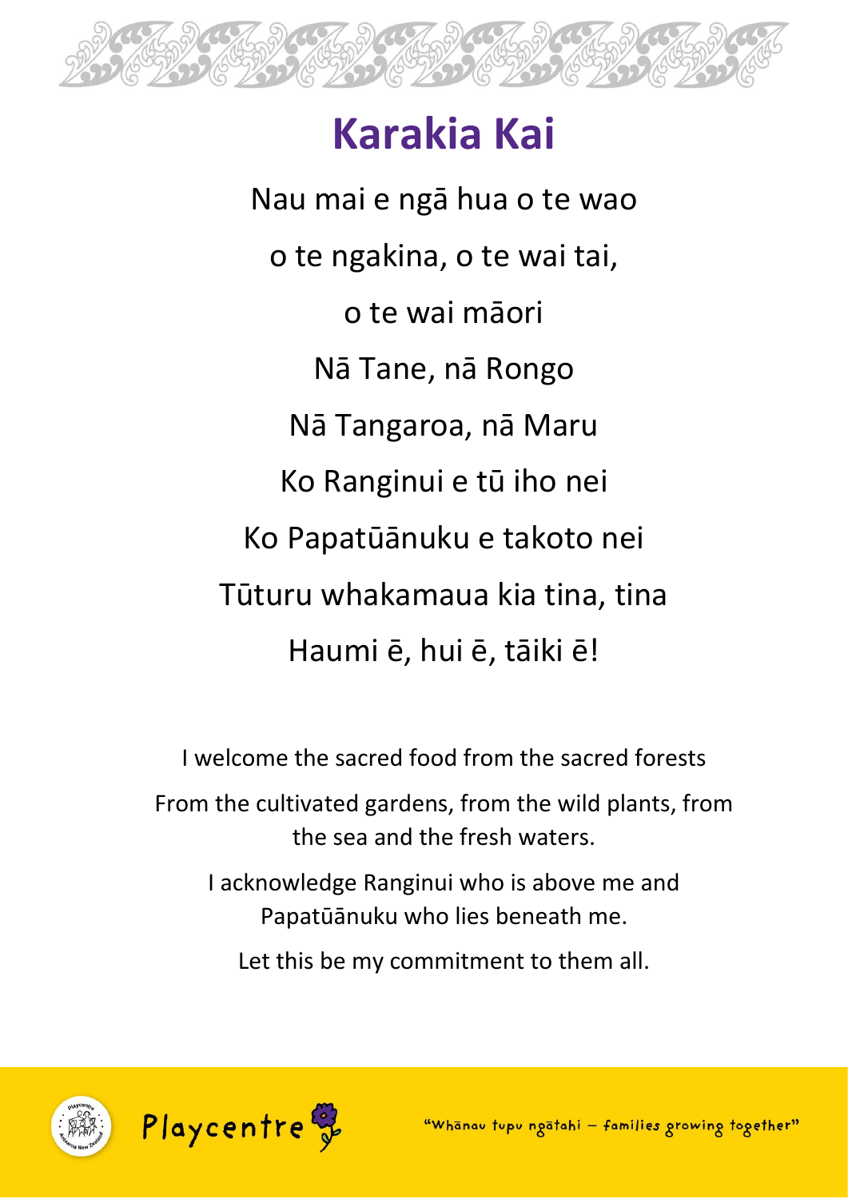# Karakia Kai

Nau mai e ngā hua o te wao

o te ngakina, o te wai tai,

o te wai māori

Nā Tane, nā Rongo

Nā Tangaroa, nā Maru

Ko Ranginui e tū iho nei

Ko Papatūānuku e takoto nei

Tūturu whakamaua kia tina, tina

Haumi ē, hui ē, tāiki ē!

I welcome the sacred food from the sacred forests

From the cultivated gardens, from the wild plants, from the sea and the fresh waters.

I acknowledge Ranginui who is above me and Papatūānuku who lies beneath me.

Let this be my commitment to them all.

Playcentre

"Whānau tupu ngātahi – families growing together"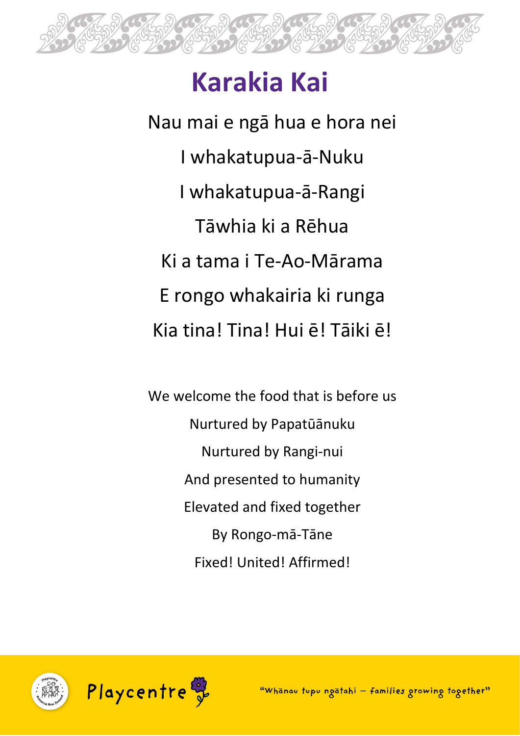# Karakia Kai

Nau mai e ngā hua e hora nei

I whakatupua-ā-Nuku

I whakatupua-ā-Rangi

Tāwhia ki a Rēhua

Ki a tama i Te-Ao-Mārama

E rongo whakairia ki runga

Kia tina! Tina! Hui ē! Tāiki ē!

We welcome the food that is before us

Nurtured by Papatūānuku

Nurtured by Rangi-nui

And presented to humanity

Elevated and fixed together

By Rongo-mā-Tāne

Fixed! United! Affirmed!

Playcentre

"Whānau tupu ngātahi – families growing together"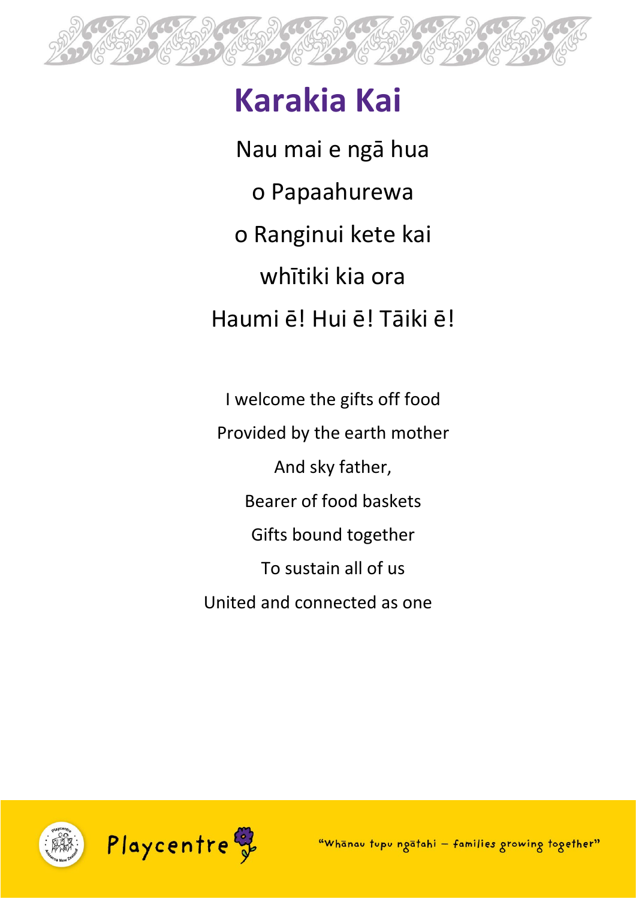# Karakia Kai

Nau mai e ngā hua

o Papaahurewa

o Ranginui kete kai

whītiki kia ora

Haumi ē! Hui ē! Tāiki ē!

I welcome the gifts off food

Provided by the earth mother

And sky father,

Bearer of food baskets

Gifts bound together

To sustain all of us

United and connected as one

Playcentre

"Whānau tupu ngātahi – families growing together"